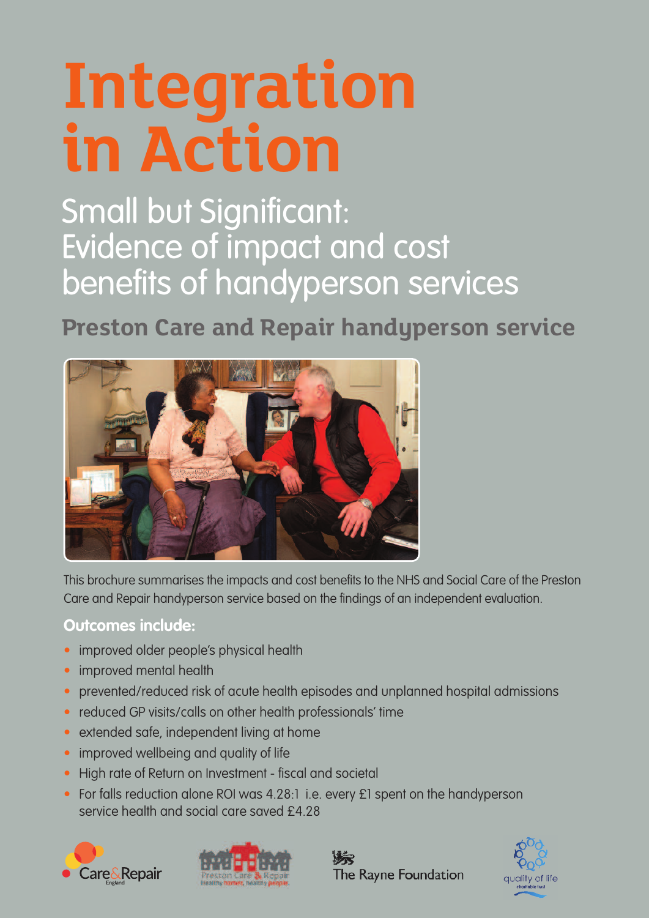# Integration in Action

## Small but Significant: Evidence of impact and cost benefits of handyperson services

### Preston Care and Repair handyperson service

This brochure summarises the impacts and cost benefits to the NHS and Social Care of the Preston Care and Repair handyperson service based on the findings of an independent evaluation.

**Outcomes include:**

- improved older people's physical health
- improved mental health
- prevented/reduced risk of acute health episodes and unplanned hospital admissions
- reduced GP visits/calls on other health professionals' time
- extended safe, independent living at home
- improved wellbeing and quality of life
- High rate of Return on Investment - fiscal and societal
- For falls reduction alone ROI was 4.28:1 i.e. every £1 spent on the handyperson service health and social care saved £4.28

Care&Repair England

Preston Care & Repair – Healthy homes, healthy people.

The Rayne Foundation

quality of life charitable trust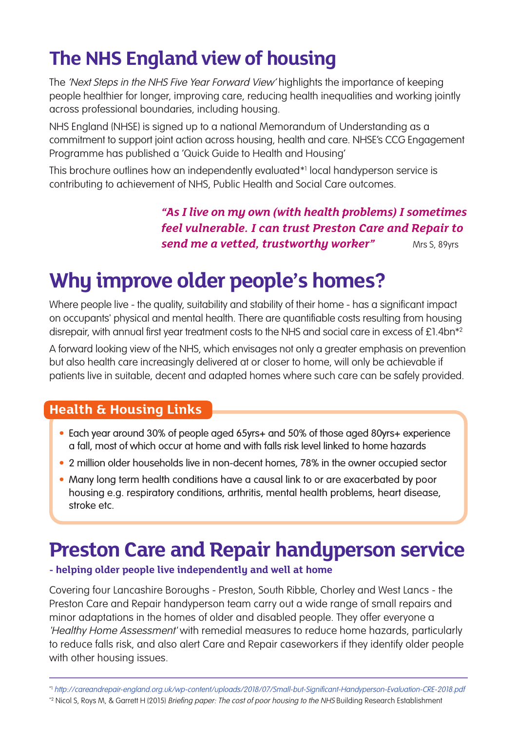# The NHS England view of housing

The *'Next Steps in the NHS Five Year Forward View'* highlights the importance of keeping people healthier for longer, improving care, reducing health inequalities and working jointly across professional boundaries, including housing.

NHS England (NHSE) is signed up to a national Memorandum of Understanding as a commitment to support joint action across housing, health and care. NHSE's CCG Engagement Programme has published a 'Quick Guide to Health and Housing'

This brochure outlines how an independently evaluated*[1] local handyperson service is contributing to achievement of NHS, Public Health and Social Care outcomes.

> ***"As I live on my own (with health problems) I sometimes feel vulnerable. I can trust Preston Care and Repair to send me a vetted, trustworthy worker"*** Mrs S, 89yrs

# Why improve older people's homes?

Where people live - the quality, suitability and stability of their home - has a significant impact on occupants' physical and mental health. There are quantifiable costs resulting from housing disrepair, with annual first year treatment costs to the NHS and social care in excess of £1.4bn*[2]

A forward looking view of the NHS, which envisages not only a greater emphasis on prevention but also health care increasingly delivered at or closer to home, will only be achievable if patients live in suitable, decent and adapted homes where such care can be safely provided.

### Health & Housing Links

- Each year around 30% of people aged 65yrs+ and 50% of those aged 80yrs+ experience a fall, most of which occur at home and with falls risk level linked to home hazards
- 2 million older households live in non-decent homes, 78% in the owner occupied sector
- Many long term health conditions have a causal link to or are exacerbated by poor housing e.g. respiratory conditions, arthritis, mental health problems, heart disease, stroke etc.

# Preston Care and Repair handyperson service

**- helping older people live independently and well at home**

Covering four Lancashire Boroughs - Preston, South Ribble, Chorley and West Lancs - the Preston Care and Repair handyperson team carry out a wide range of small repairs and minor adaptations in the homes of older and disabled people. They offer everyone a *'Healthy Home Assessment'* with remedial measures to reduce home hazards, particularly to reduce falls risk, and also alert Care and Repair caseworkers if they identify older people with other housing issues.

---

*[1] *http://careandrepair-england.org.uk/wp-content/uploads/2018/07/Small-but-Significant-Handyperson-Evaluation-CRE-2018.pdf*

*[2] Nicol S, Roys M, & Garrett H (2015) *Briefing paper: The cost of poor housing to the NHS* Building Research Establishment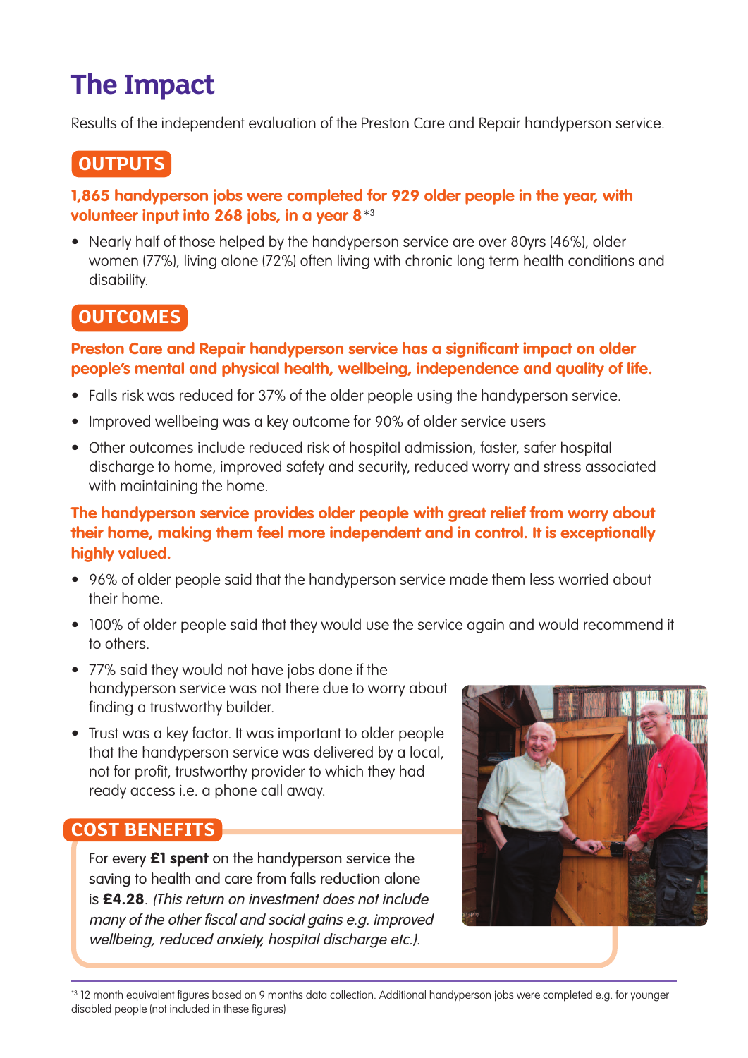# The Impact

Results of the independent evaluation of the Preston Care and Repair handyperson service.

## OUTPUTS

**1,865 handyperson jobs were completed for 929 older people in the year, with volunteer input into 268 jobs, in a year 8** *3

- Nearly half of those helped by the handyperson service are over 80yrs (46%), older women (77%), living alone (72%) often living with chronic long term health conditions and disability.

## OUTCOMES

**Preston Care and Repair handyperson service has a significant impact on older people's mental and physical health, wellbeing, independence and quality of life.**

- Falls risk was reduced for 37% of the older people using the handyperson service.
- Improved wellbeing was a key outcome for 90% of older service users
- Other outcomes include reduced risk of hospital admission, faster, safer hospital discharge to home, improved safety and security, reduced worry and stress associated with maintaining the home.

**The handyperson service provides older people with great relief from worry about their home, making them feel more independent and in control. It is exceptionally highly valued.**

- 96% of older people said that the handyperson service made them less worried about their home.
- 100% of older people said that they would use the service again and would recommend it to others.
- 77% said they would not have jobs done if the handyperson service was not there due to worry about finding a trustworthy builder.
- Trust was a key factor. It was important to older people that the handyperson service was delivered by a local, not for profit, trustworthy provider to which they had ready access i.e. a phone call away.

## COST BENEFITS

For every **£1 spent** on the handyperson service the saving to health and care from falls reduction alone is **£4.28**. *(This return on investment does not include many of the other fiscal and social gains e.g. improved wellbeing, reduced anxiety, hospital discharge etc.).*

*3 12 month equivalent figures based on 9 months data collection. Additional handyperson jobs were completed e.g. for younger disabled people (not included in these figures)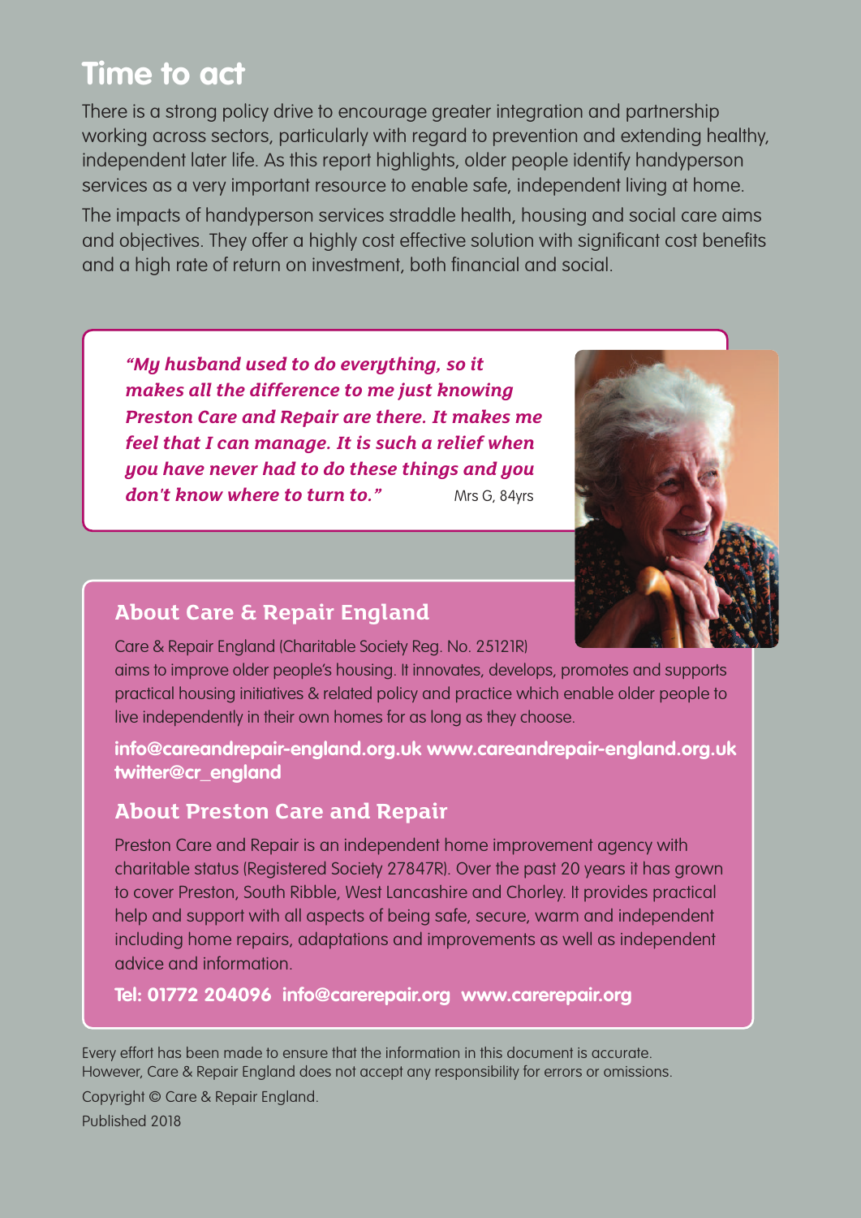# Time to act

There is a strong policy drive to encourage greater integration and partnership working across sectors, particularly with regard to prevention and extending healthy, independent later life. As this report highlights, older people identify handyperson services as a very important resource to enable safe, independent living at home.

The impacts of handyperson services straddle health, housing and social care aims and objectives. They offer a highly cost effective solution with significant cost benefits and a high rate of return on investment, both financial and social.

> ***"My husband used to do everything, so it makes all the difference to me just knowing Preston Care and Repair are there. It makes me feel that I can manage. It is such a relief when you have never had to do these things and you don't know where to turn to."*** Mrs G, 84yrs

## About Care & Repair England

Care & Repair England (Charitable Society Reg. No. 25121R) aims to improve older people's housing. It innovates, develops, promotes and supports practical housing initiatives & related policy and practice which enable older people to live independently in their own homes for as long as they choose.

**info@careandrepair-england.org.uk www.careandrepair-england.org.uk twitter@cr_england**

## About Preston Care and Repair

Preston Care and Repair is an independent home improvement agency with charitable status (Registered Society 27847R). Over the past 20 years it has grown to cover Preston, South Ribble, West Lancashire and Chorley. It provides practical help and support with all aspects of being safe, secure, warm and independent including home repairs, adaptations and improvements as well as independent advice and information.

**Tel: 01772 204096 info@carerepair.org www.carerepair.org**

Every effort has been made to ensure that the information in this document is accurate. However, Care & Repair England does not accept any responsibility for errors or omissions.

Copyright © Care & Repair England.

Published 2018